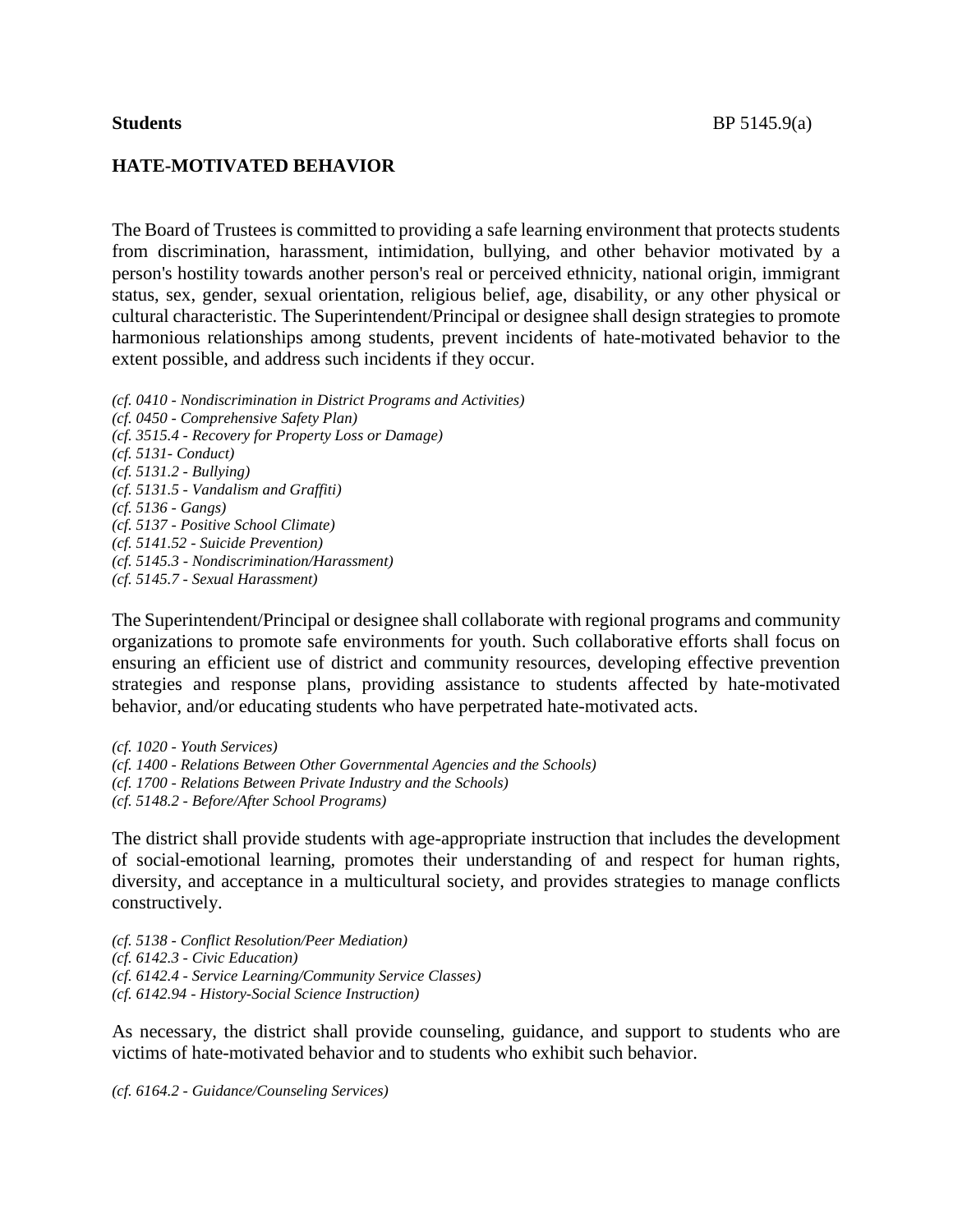**Students** BP 5145.9(a)

## HATE-MOTIVATED BEHAVIOR

The Board of Trustees is committed to providing a safe learning environment that protects students from discrimination, harassment, intimidation, bullying, and other behavior motivated by a person's hostility towards another person's real or perceived ethnicity, national origin, immigrant status, sex, gender, sexual orientation, religious belief, age, disability, or any other physical or cultural characteristic. The Superintendent/Principal or designee shall design strategies to promote harmonious relationships among students, prevent incidents of hate-motivated behavior to the extent possible, and address such incidents if they occur.

*(cf. 0410 - Nondiscrimination in District Programs and Activities)*
*(cf. 0450 - Comprehensive Safety Plan)*
*(cf. 3515.4 - Recovery for Property Loss or Damage)*
*(cf. 5131- Conduct)*
*(cf. 5131.2 - Bullying)*
*(cf. 5131.5 - Vandalism and Graffiti)*
*(cf. 5136 - Gangs)*
*(cf. 5137 - Positive School Climate)*
*(cf. 5141.52 - Suicide Prevention)*
*(cf. 5145.3 - Nondiscrimination/Harassment)*
*(cf. 5145.7 - Sexual Harassment)*

The Superintendent/Principal or designee shall collaborate with regional programs and community organizations to promote safe environments for youth. Such collaborative efforts shall focus on ensuring an efficient use of district and community resources, developing effective prevention strategies and response plans, providing assistance to students affected by hate-motivated behavior, and/or educating students who have perpetrated hate-motivated acts.

*(cf. 1020 - Youth Services)*
*(cf. 1400 - Relations Between Other Governmental Agencies and the Schools)*
*(cf. 1700 - Relations Between Private Industry and the Schools)*
*(cf. 5148.2 - Before/After School Programs)*

The district shall provide students with age-appropriate instruction that includes the development of social-emotional learning, promotes their understanding of and respect for human rights, diversity, and acceptance in a multicultural society, and provides strategies to manage conflicts constructively.

*(cf. 5138 - Conflict Resolution/Peer Mediation)*
*(cf. 6142.3 - Civic Education)*
*(cf. 6142.4 - Service Learning/Community Service Classes)*
*(cf. 6142.94 - History-Social Science Instruction)*

As necessary, the district shall provide counseling, guidance, and support to students who are victims of hate-motivated behavior and to students who exhibit such behavior.

*(cf. 6164.2 - Guidance/Counseling Services)*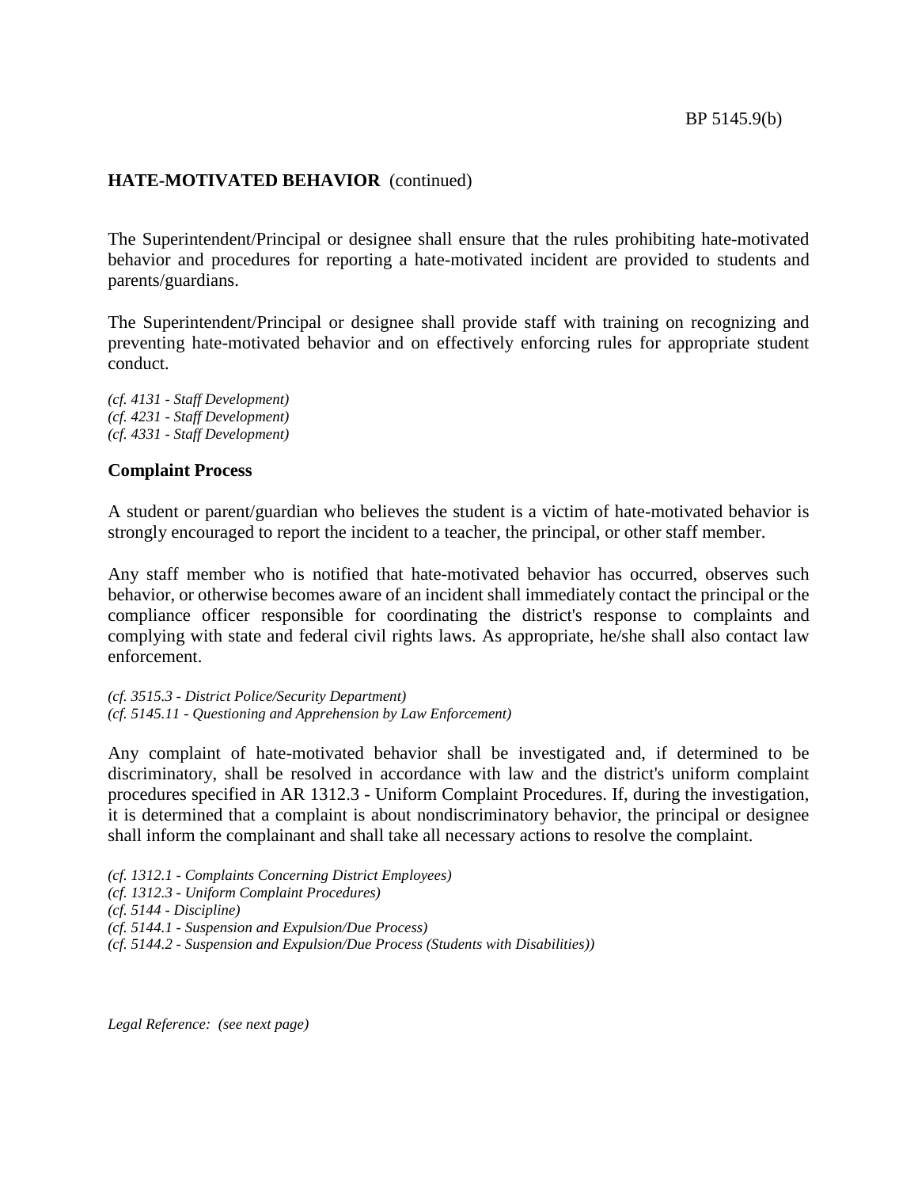## HATE-MOTIVATED BEHAVIOR (continued)

The Superintendent/Principal or designee shall ensure that the rules prohibiting hate-motivated behavior and procedures for reporting a hate-motivated incident are provided to students and parents/guardians.

The Superintendent/Principal or designee shall provide staff with training on recognizing and preventing hate-motivated behavior and on effectively enforcing rules for appropriate student conduct.

*(cf. 4131 - Staff Development)*
*(cf. 4231 - Staff Development)*
*(cf. 4331 - Staff Development)*

### Complaint Process

A student or parent/guardian who believes the student is a victim of hate-motivated behavior is strongly encouraged to report the incident to a teacher, the principal, or other staff member.

Any staff member who is notified that hate-motivated behavior has occurred, observes such behavior, or otherwise becomes aware of an incident shall immediately contact the principal or the compliance officer responsible for coordinating the district's response to complaints and complying with state and federal civil rights laws. As appropriate, he/she shall also contact law enforcement.

*(cf. 3515.3 - District Police/Security Department)*
*(cf. 5145.11 - Questioning and Apprehension by Law Enforcement)*

Any complaint of hate-motivated behavior shall be investigated and, if determined to be discriminatory, shall be resolved in accordance with law and the district's uniform complaint procedures specified in AR 1312.3 - Uniform Complaint Procedures. If, during the investigation, it is determined that a complaint is about nondiscriminatory behavior, the principal or designee shall inform the complainant and shall take all necessary actions to resolve the complaint.

*(cf. 1312.1 - Complaints Concerning District Employees)*
*(cf. 1312.3 - Uniform Complaint Procedures)*
*(cf. 5144 - Discipline)*
*(cf. 5144.1 - Suspension and Expulsion/Due Process)*
*(cf. 5144.2 - Suspension and Expulsion/Due Process (Students with Disabilities))*

*Legal Reference: (see next page)*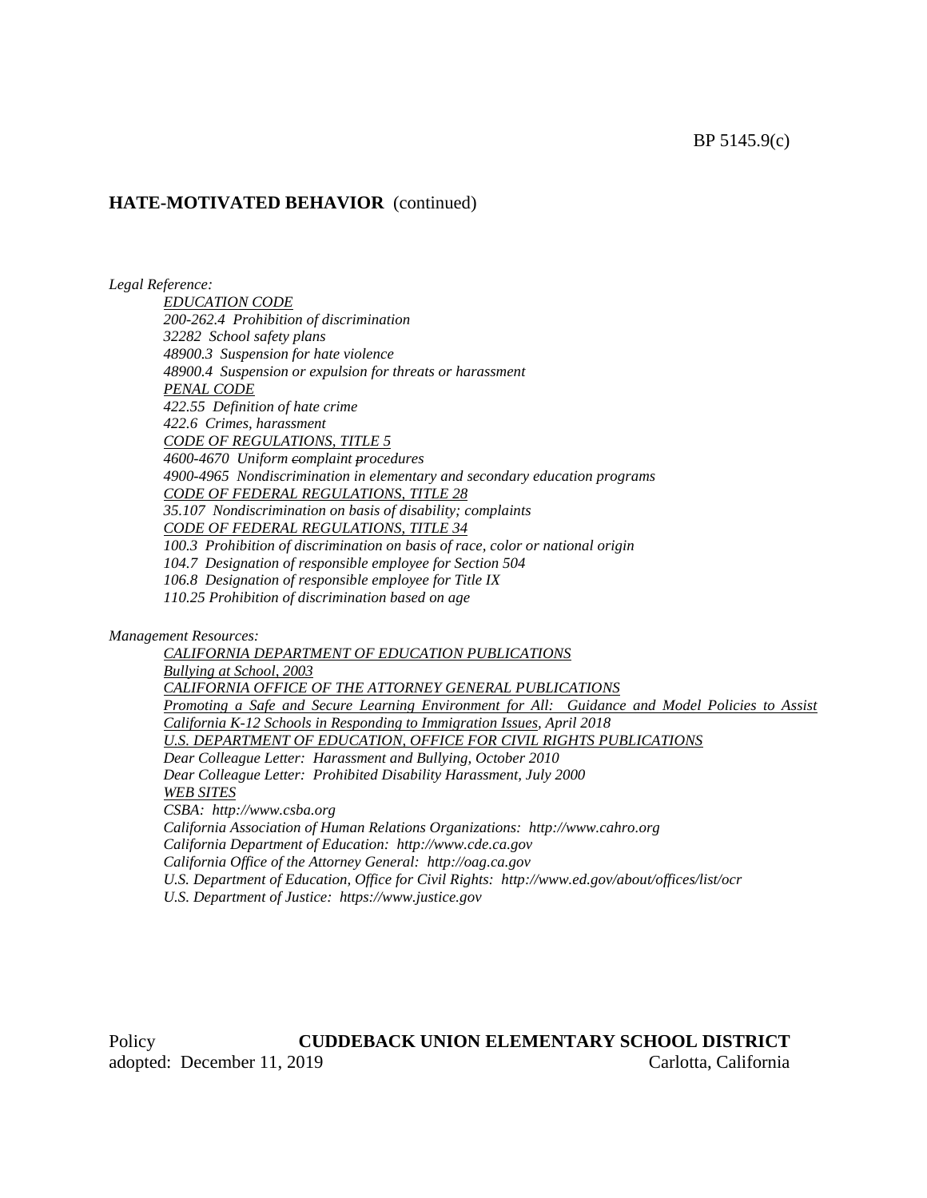*Legal Reference:*

EDUCATION CODE

*200-262.4 Prohibition of discrimination*

*32282 School safety plans*

*48900.3 Suspension for hate violence*

*48900.4 Suspension or expulsion for threats or harassment*

PENAL CODE

*422.55 Definition of hate crime*

*422.6 Crimes, harassment*

CODE OF REGULATIONS, TITLE 5

*4600-4670 Uniform complaint procedures*

*4900-4965 Nondiscrimination in elementary and secondary education programs*

CODE OF FEDERAL REGULATIONS, TITLE 28

*35.107 Nondiscrimination on basis of disability; complaints*

CODE OF FEDERAL REGULATIONS, TITLE 34

*100.3 Prohibition of discrimination on basis of race, color or national origin*

*104.7 Designation of responsible employee for Section 504*

*106.8 Designation of responsible employee for Title IX*

*110.25 Prohibition of discrimination based on age*

*Management Resources:*

CALIFORNIA DEPARTMENT OF EDUCATION PUBLICATIONS

*Bullying at School, 2003*

CALIFORNIA OFFICE OF THE ATTORNEY GENERAL PUBLICATIONS

*Promoting a Safe and Secure Learning Environment for All: Guidance and Model Policies to Assist California K-12 Schools in Responding to Immigration Issues, April 2018*

U.S. DEPARTMENT OF EDUCATION, OFFICE FOR CIVIL RIGHTS PUBLICATIONS

*Dear Colleague Letter: Harassment and Bullying, October 2010*

*Dear Colleague Letter: Prohibited Disability Harassment, July 2000*

WEB SITES

*CSBA: http://www.csba.org*

*California Association of Human Relations Organizations: http://www.cahro.org*

*California Department of Education: http://www.cde.ca.gov*

*California Office of the Attorney General: http://oag.ca.gov*

*U.S. Department of Education, Office for Civil Rights: http://www.ed.gov/about/offices/list/ocr*

*U.S. Department of Justice: https://www.justice.gov*

Policy **CUDDEBACK UNION ELEMENTARY SCHOOL DISTRICT**
adopted: December 11, 2019 Carlotta, California